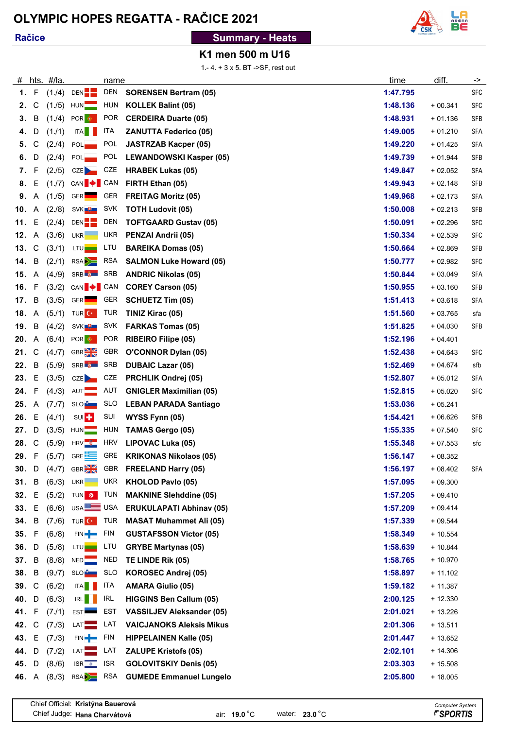# OLYMPIC HOPES REGATTA - RAČICE 2021

**Račice**

**Summary - Heats**

## K1 men 500 m U16

1.- 4. + 3 x 5. BT ->SF, rest out

| # | hts. | #/la. | | | name | time | diff. | -> |
|---|---|---|---|---|---|---|---|---|
| 1. | F | (1./4) | DEN | DEN | SORENSEN Bertram (05) | 1:47.795 | | SFC |
| 2. | C | (1./5) | HUN | HUN | KOLLEK Balint (05) | 1:48.136 | + 00.341 | SFC |
| 3. | B | (1./4) | POR | POR | CERDEIRA Duarte (05) | 1:48.931 | + 01.136 | SFB |
| 4. | D | (1./1) | ITA | ITA | ZANUTTA Federico (05) | 1:49.005 | + 01.210 | SFA |
| 5. | C | (2./4) | POL | POL | JASTRZAB Kacper (05) | 1:49.220 | + 01.425 | SFA |
| 6. | D | (2./4) | POL | POL | LEWANDOWSKI Kasper (05) | 1:49.739 | + 01.944 | SFB |
| 7. | F | (2./5) | CZE | CZE | HRABEK Lukas (05) | 1:49.847 | + 02.052 | SFA |
| 8. | E | (1./7) | CAN | CAN | FIRTH Ethan (05) | 1:49.943 | + 02.148 | SFB |
| 9. | A | (1./5) | GER | GER | FREITAG Moritz (05) | 1:49.968 | + 02.173 | SFA |
| 10. | A | (2./8) | SVK | SVK | TOTH Ludovit (05) | 1:50.008 | + 02.213 | SFB |
| 11. | E | (2./4) | DEN | DEN | TOFTGAARD Gustav (05) | 1:50.091 | + 02.296 | SFC |
| 12. | A | (3./6) | UKR | UKR | PENZAI Andrii (05) | 1:50.334 | + 02.539 | SFC |
| 13. | C | (3./1) | LTU | LTU | BAREIKA Domas (05) | 1:50.664 | + 02.869 | SFB |
| 14. | B | (2./1) | RSA | RSA | SALMON Luke Howard (05) | 1:50.777 | + 02.982 | SFC |
| 15. | A | (4./9) | SRB | SRB | ANDRIC Nikolas (05) | 1:50.844 | + 03.049 | SFA |
| 16. | F | (3./2) | CAN | CAN | COREY Carson (05) | 1:50.955 | + 03.160 | SFB |
| 17. | B | (3./5) | GER | GER | SCHUETZ Tim (05) | 1:51.413 | + 03.618 | SFA |
| 18. | A | (5./1) | TUR | TUR | TINIZ Kirac (05) | 1:51.560 | + 03.765 | sfa |
| 19. | B | (4./2) | SVK | SVK | FARKAS Tomas (05) | 1:51.825 | + 04.030 | SFB |
| 20. | A | (6./4) | POR | POR | RIBEIRO Filipe (05) | 1:52.196 | + 04.401 | |
| 21. | C | (4./7) | GBR | GBR | O'CONNOR Dylan (05) | 1:52.438 | + 04.643 | SFC |
| 22. | B | (5./9) | SRB | SRB | DUBAIC Lazar (05) | 1:52.469 | + 04.674 | sfb |
| 23. | E | (3./5) | CZE | CZE | PRCHLIK Ondrej (05) | 1:52.807 | + 05.012 | SFA |
| 24. | F | (4./3) | AUT | AUT | GNIGLER Maximilian (05) | 1:52.815 | + 05.020 | SFC |
| 25. | A | (7./7) | SLO | SLO | LEBAN PARADA Santiago | 1:53.036 | + 05.241 | |
| 26. | E | (4./1) | SUI | SUI | WYSS Fynn (05) | 1:54.421 | + 06.626 | SFB |
| 27. | D | (3./5) | HUN | HUN | TAMAS Gergo (05) | 1:55.335 | + 07.540 | SFC |
| 28. | C | (5./9) | HRV | HRV | LIPOVAC Luka (05) | 1:55.348 | + 07.553 | sfc |
| 29. | F | (5./7) | GRE | GRE | KRIKONAS Nikolaos (05) | 1:56.147 | + 08.352 | |
| 30. | D | (4./7) | GBR | GBR | FREELAND Harry (05) | 1:56.197 | + 08.402 | SFA |
| 31. | B | (6./3) | UKR | UKR | KHOLOD Pavlo (05) | 1:57.095 | + 09.300 | |
| 32. | E | (5./2) | TUN | TUN | MAKNINE Slehddine (05) | 1:57.205 | + 09.410 | |
| 33. | E | (6./6) | USA | USA | ERUKULAPATI Abhinav (05) | 1:57.209 | + 09.414 | |
| 34. | B | (7./6) | TUR | TUR | MASAT Muhammet Ali (05) | 1:57.339 | + 09.544 | |
| 35. | F | (6./8) | FIN | FIN | GUSTAFSSON Victor (05) | 1:58.349 | + 10.554 | |
| 36. | D | (5./8) | LTU | LTU | GRYBE Martynas (05) | 1:58.639 | + 10.844 | |
| 37. | B | (8./8) | NED | NED | TE LINDE Rik (05) | 1:58.765 | + 10.970 | |
| 38. | B | (9./7) | SLO | SLO | KOROSEC Andrej (05) | 1:58.897 | + 11.102 | |
| 39. | C | (6./2) | ITA | ITA | AMARA Giulio (05) | 1:59.182 | + 11.387 | |
| 40. | D | (6./3) | IRL | IRL | HIGGINS Ben Callum (05) | 2:00.125 | + 12.330 | |
| 41. | F | (7./1) | EST | EST | VASSILJEV Aleksander (05) | 2:01.021 | + 13.226 | |
| 42. | C | (7./3) | LAT | LAT | VAICJANOKS Aleksis Mikus | 2:01.306 | + 13.511 | |
| 43. | E | (7./3) | FIN | FIN | HIPPELAINEN Kalle (05) | 2:01.447 | + 13.652 | |
| 44. | D | (7./2) | LAT | LAT | ZALUPE Kristofs (05) | 2:02.101 | + 14.306 | |
| 45. | D | (8./6) | ISR | ISR | GOLOVITSKIY Denis (05) | 2:03.303 | + 15.508 | |
| 46. | A | (8./3) | RSA | RSA | GUMEDE Emmanuel Lungelo | 2:05.800 | + 18.005 | |

Chief Official: **Kristýna Bauerová**
Chief Judge: **Hana Charvátová**

air: **19.0** °C  water: **23.0** °C

Computer System SPORTIS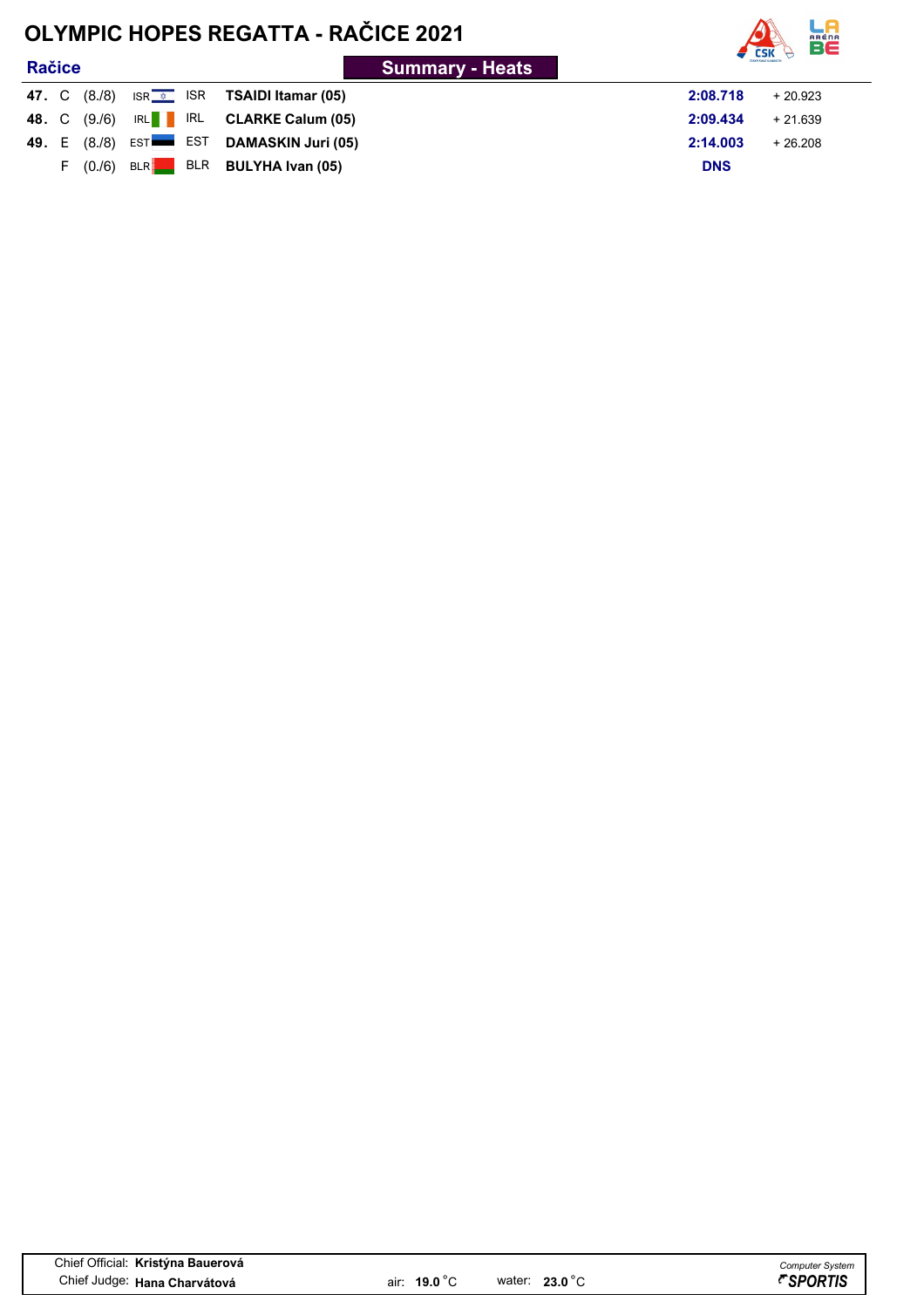# OLYMPIC HOPES REGATTA - RAČICE 2021

**Račice** **Summary - Heats**

| | | | | | | | |
|---|---|---|---|---|---|---|---|
| **47.** | C | (8./8) | ISR | ISR | **TSAIDI Itamar (05)** | **2:08.718** | + 20.923 |
| **48.** | C | (9./6) | IRL | IRL | **CLARKE Calum (05)** | **2:09.434** | + 21.639 |
| **49.** | E | (8./8) | EST | EST | **DAMASKIN Juri (05)** | **2:14.003** | + 26.208 |
| | F | (0./6) | BLR | BLR | **BULYHA Ivan (05)** | **DNS** | |

Chief Official: **Kristýna Bauerová**
Chief Judge: **Hana Charvátová**

air: **19.0** °C water: **23.0** °C

Computer System *SPORTIS*